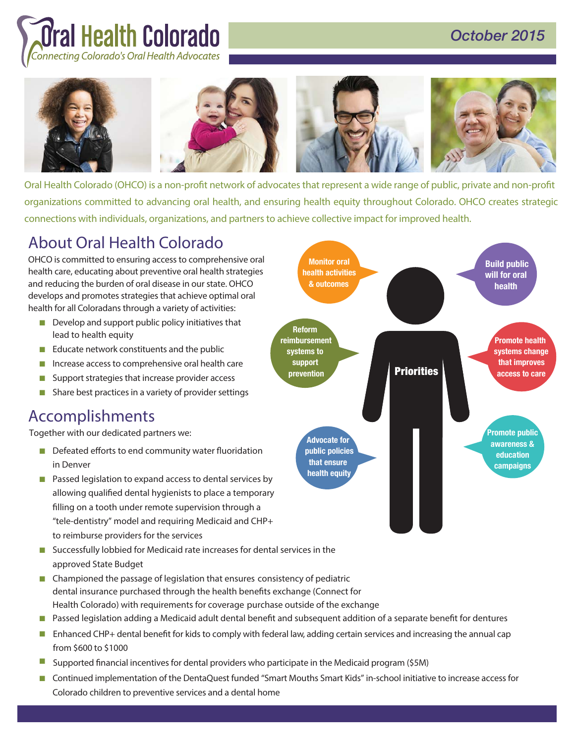# Oral Health Colorado

*Connecting Colorado's Oral Health Advocates*

*October 2015*

Oral Health Colorado (OHCO) is a non-profit network of advocates that represent a wide range of public, private and non-profit organizations committed to advancing oral health, and ensuring health equity throughout Colorado. OHCO creates strategic connections with individuals, organizations, and partners to achieve collective impact for improved health.

## About Oral Health Colorado

OHCO is committed to ensuring access to comprehensive oral health care, educating about preventive oral health strategies and reducing the burden of oral disease in our state. OHCO develops and promotes strategies that achieve optimal oral health for all Coloradans through a variety of activities:

- Develop and support public policy initiatives that lead to health equity
- Educate network constituents and the public
- Increase access to comprehensive oral health care
- Support strategies that increase provider access
- Share best practices in a variety of provider settings

**Priorities**

- Monitor oral health activities & outcomes
- Build public will for oral health
- Reform reimbursement systems to support prevention
- Promote health systems change that improves access to care
- Advocate for public policies that ensure health equity
- Promote public awareness & education campaigns

## Accomplishments

Together with our dedicated partners we:

- Defeated efforts to end community water fluoridation in Denver
- Passed legislation to expand access to dental services by allowing qualified dental hygienists to place a temporary filling on a tooth under remote supervision through a "tele-dentistry" model and requiring Medicaid and CHP+ to reimburse providers for the services
- Successfully lobbied for Medicaid rate increases for dental services in the approved State Budget
- Championed the passage of legislation that ensures consistency of pediatric dental insurance purchased through the health benefits exchange (Connect for Health Colorado) with requirements for coverage purchase outside of the exchange
- Passed legislation adding a Medicaid adult dental benefit and subsequent addition of a separate benefit for dentures
- Enhanced CHP+ dental benefit for kids to comply with federal law, adding certain services and increasing the annual cap from $600 to $1000
- Supported financial incentives for dental providers who participate in the Medicaid program ($5M)
- Continued implementation of the DentaQuest funded "Smart Mouths Smart Kids" in-school initiative to increase access for Colorado children to preventive services and a dental home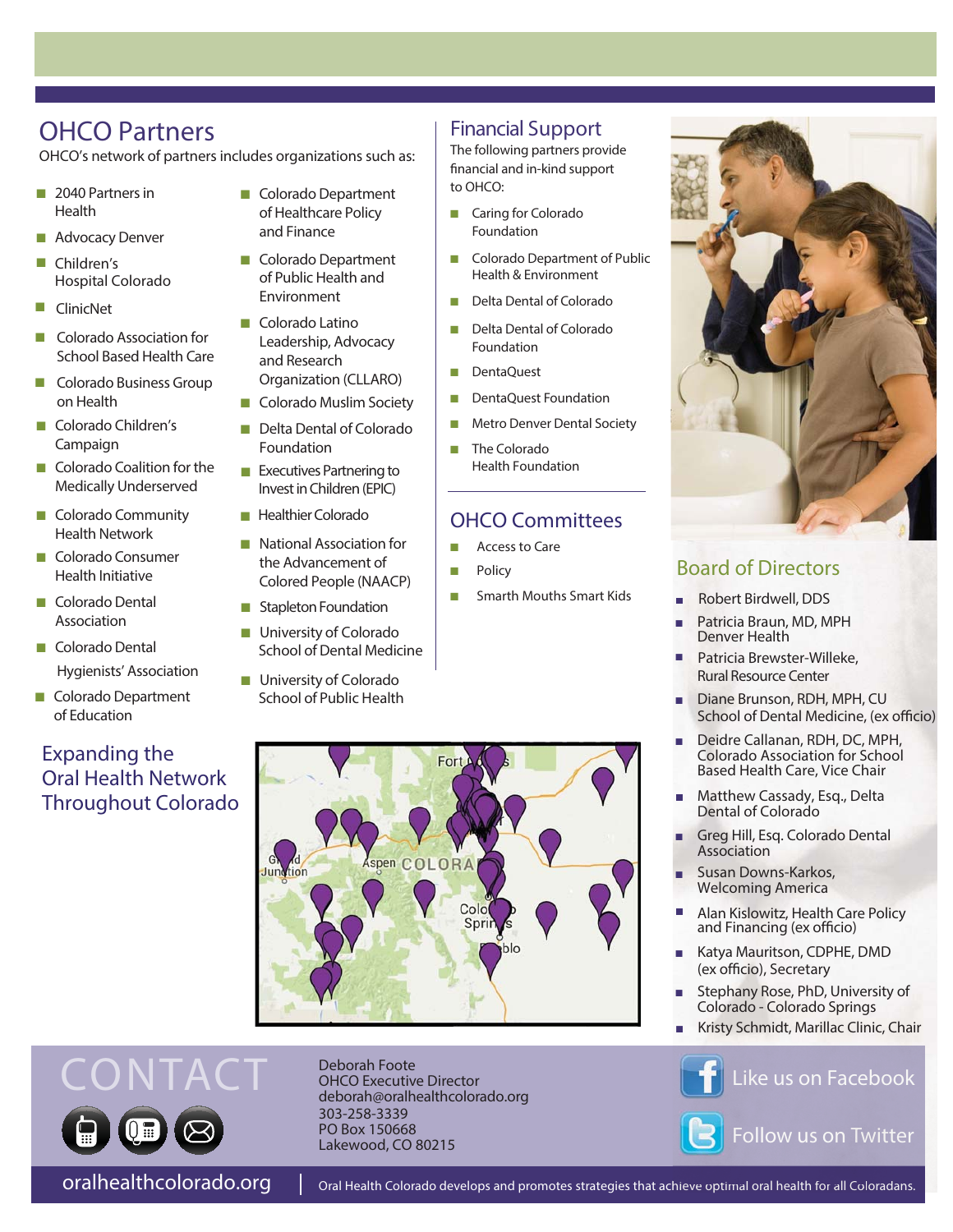## OHCO Partners

OHCO's network of partners includes organizations such as:

- 2040 Partners in Health
- Advocacy Denver
- Children's Hospital Colorado
- ClinicNet
- Colorado Association for School Based Health Care
- Colorado Business Group on Health
- Colorado Children's Campaign
- Colorado Coalition for the Medically Underserved
- Colorado Community Health Network
- Colorado Consumer Health Initiative
- Colorado Dental Association
- Colorado Dental Hygienists' Association
- Colorado Department of Education
- Colorado Department of Healthcare Policy and Finance
- Colorado Department of Public Health and Environment
- Colorado Latino Leadership, Advocacy and Research Organization (CLLARO)
- Colorado Muslim Society
- Delta Dental of Colorado Foundation
- Executives Partnering to Invest in Children (EPIC)
- Healthier Colorado
- National Association for the Advancement of Colored People (NAACP)
- Stapleton Foundation
- University of Colorado School of Dental Medicine
- University of Colorado School of Public Health

## Financial Support

The following partners provide financial and in-kind support to OHCO:

- Caring for Colorado Foundation
- Colorado Department of Public Health & Environment
- Delta Dental of Colorado
- Delta Dental of Colorado Foundation
- DentaQuest
- DentaQuest Foundation
- Metro Denver Dental Society
- The Colorado Health Foundation

## OHCO Committees

- Access to Care
- Policy
- Smarth Mouths Smart Kids

## Expanding the Oral Health Network Throughout Colorado

Fort Collins
Grand Junction
Aspen
COLORADO
Colorado Springs
Pueblo

## Board of Directors

- Robert Birdwell, DDS
- Patricia Braun, MD, MPH Denver Health
- Patricia Brewster-Willeke, Rural Resource Center
- Diane Brunson, RDH, MPH, CU School of Dental Medicine, (ex officio)
- Deidre Callanan, RDH, DC, MPH, Colorado Association for School Based Health Care, Vice Chair
- Matthew Cassady, Esq., Delta Dental of Colorado
- Greg Hill, Esq. Colorado Dental Association
- Susan Downs-Karkos, Welcoming America
- Alan Kislowitz, Health Care Policy and Financing (ex officio)
- Katya Mauritson, CDPHE, DMD (ex officio), Secretary
- Stephany Rose, PhD, University of Colorado - Colorado Springs
- Kristy Schmidt, Marillac Clinic, Chair

## CONTACT

Deborah Foote
OHCO Executive Director
deborah@oralhealthcolorado.org
303-258-3339
PO Box 150668
Lakewood, CO 80215

Like us on Facebook

Follow us on Twitter

oralhealthcolorado.org | Oral Health Colorado develops and promotes strategies that achieve optimal oral health for all Coloradans.